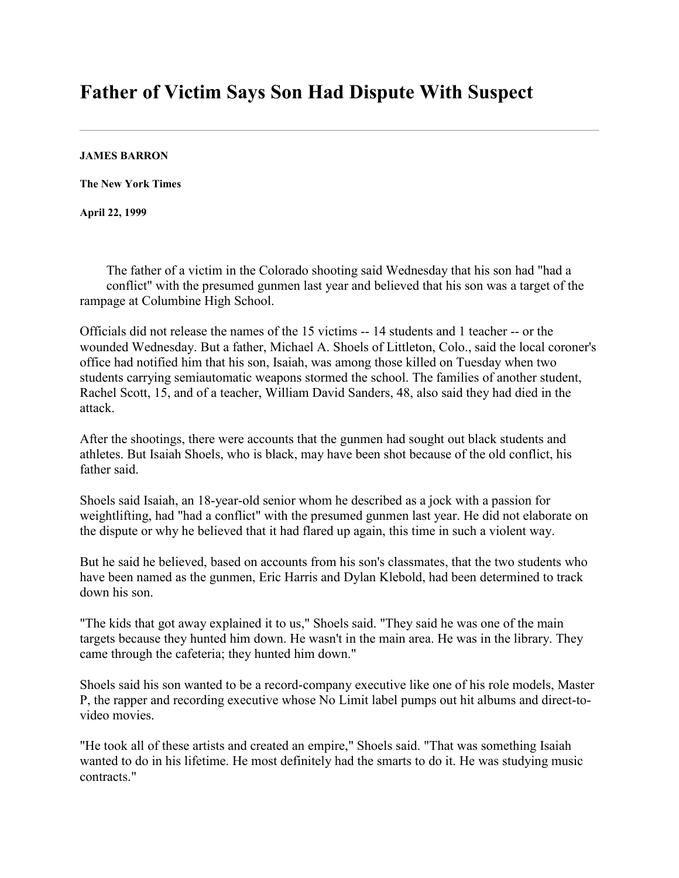# Father of Victim Says Son Had Dispute With Suspect

**JAMES BARRON**

**The New York Times**

**April 22, 1999**

The father of a victim in the Colorado shooting said Wednesday that his son had "had a conflict" with the presumed gunmen last year and believed that his son was a target of the rampage at Columbine High School.

Officials did not release the names of the 15 victims -- 14 students and 1 teacher -- or the wounded Wednesday. But a father, Michael A. Shoels of Littleton, Colo., said the local coroner's office had notified him that his son, Isaiah, was among those killed on Tuesday when two students carrying semiautomatic weapons stormed the school. The families of another student, Rachel Scott, 15, and of a teacher, William David Sanders, 48, also said they had died in the attack.

After the shootings, there were accounts that the gunmen had sought out black students and athletes. But Isaiah Shoels, who is black, may have been shot because of the old conflict, his father said.

Shoels said Isaiah, an 18-year-old senior whom he described as a jock with a passion for weightlifting, had "had a conflict" with the presumed gunmen last year. He did not elaborate on the dispute or why he believed that it had flared up again, this time in such a violent way.

But he said he believed, based on accounts from his son's classmates, that the two students who have been named as the gunmen, Eric Harris and Dylan Klebold, had been determined to track down his son.

"The kids that got away explained it to us," Shoels said. "They said he was one of the main targets because they hunted him down. He wasn't in the main area. He was in the library. They came through the cafeteria; they hunted him down."

Shoels said his son wanted to be a record-company executive like one of his role models, Master P, the rapper and recording executive whose No Limit label pumps out hit albums and direct-to-video movies.

"He took all of these artists and created an empire," Shoels said. "That was something Isaiah wanted to do in his lifetime. He most definitely had the smarts to do it. He was studying music contracts."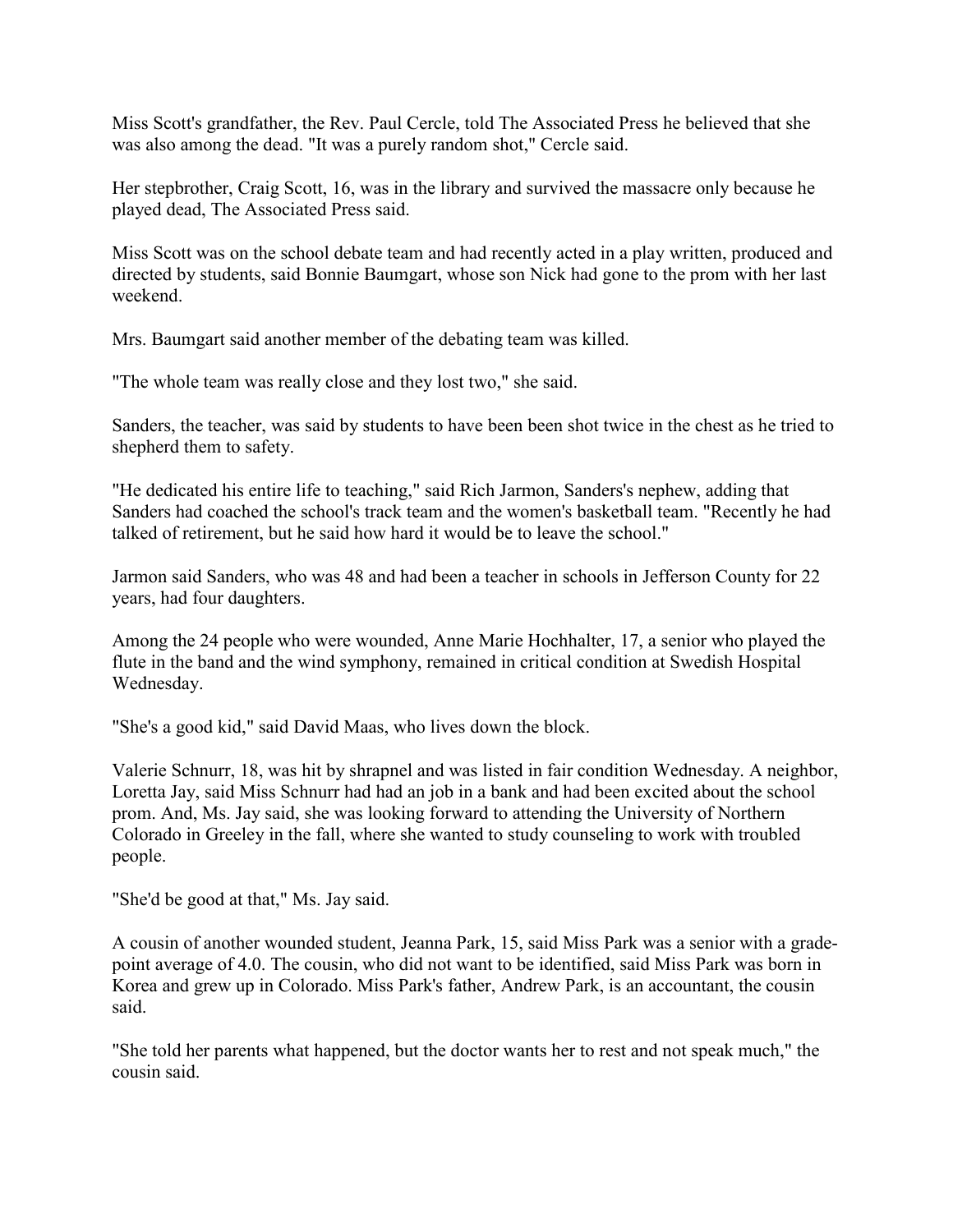Miss Scott's grandfather, the Rev. Paul Cercle, told The Associated Press he believed that she was also among the dead. "It was a purely random shot," Cercle said.

Her stepbrother, Craig Scott, 16, was in the library and survived the massacre only because he played dead, The Associated Press said.

Miss Scott was on the school debate team and had recently acted in a play written, produced and directed by students, said Bonnie Baumgart, whose son Nick had gone to the prom with her last weekend.

Mrs. Baumgart said another member of the debating team was killed.

"The whole team was really close and they lost two," she said.

Sanders, the teacher, was said by students to have been been shot twice in the chest as he tried to shepherd them to safety.

"He dedicated his entire life to teaching," said Rich Jarmon, Sanders's nephew, adding that Sanders had coached the school's track team and the women's basketball team. "Recently he had talked of retirement, but he said how hard it would be to leave the school."

Jarmon said Sanders, who was 48 and had been a teacher in schools in Jefferson County for 22 years, had four daughters.

Among the 24 people who were wounded, Anne Marie Hochhalter, 17, a senior who played the flute in the band and the wind symphony, remained in critical condition at Swedish Hospital Wednesday.

"She's a good kid," said David Maas, who lives down the block.

Valerie Schnurr, 18, was hit by shrapnel and was listed in fair condition Wednesday. A neighbor, Loretta Jay, said Miss Schnurr had had an job in a bank and had been excited about the school prom. And, Ms. Jay said, she was looking forward to attending the University of Northern Colorado in Greeley in the fall, where she wanted to study counseling to work with troubled people.

"She'd be good at that," Ms. Jay said.

A cousin of another wounded student, Jeanna Park, 15, said Miss Park was a senior with a grade-point average of 4.0. The cousin, who did not want to be identified, said Miss Park was born in Korea and grew up in Colorado. Miss Park's father, Andrew Park, is an accountant, the cousin said.

"She told her parents what happened, but the doctor wants her to rest and not speak much," the cousin said.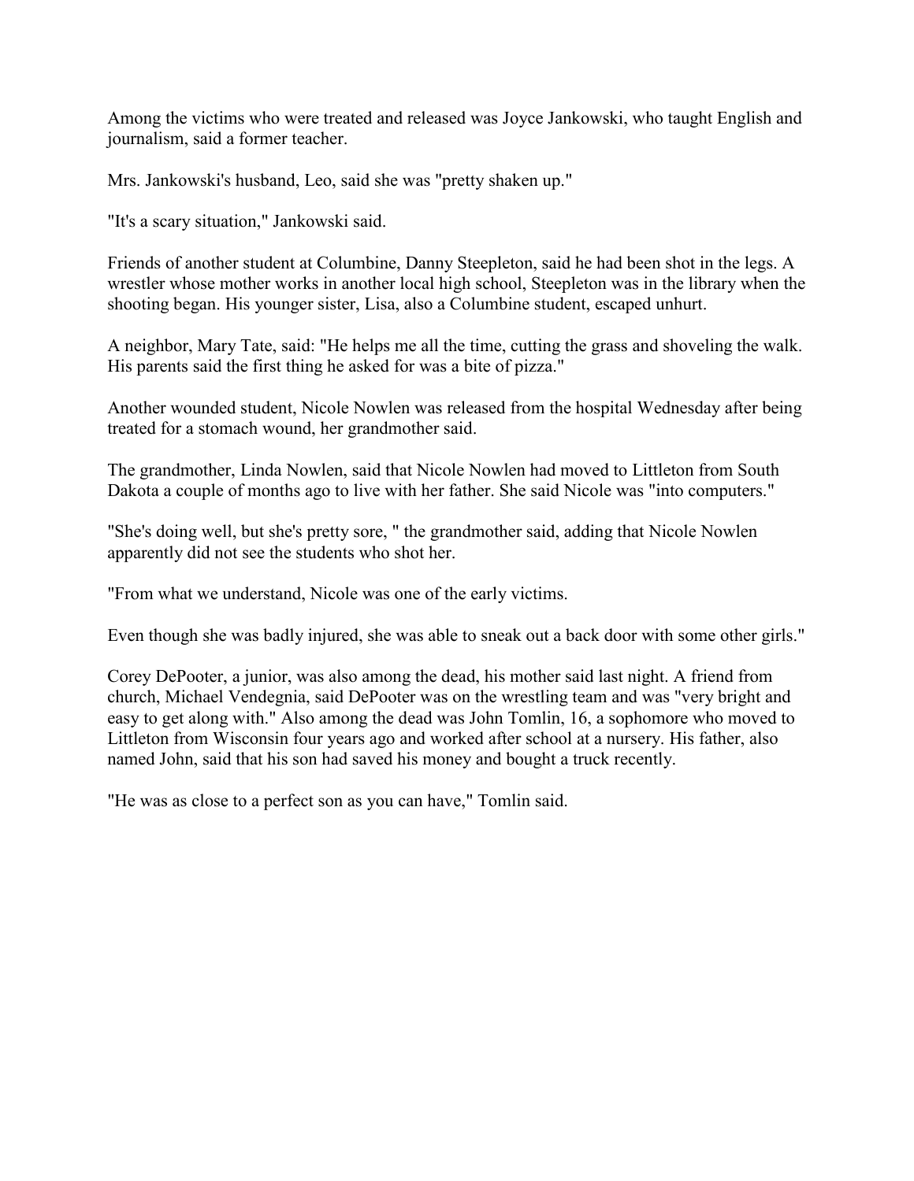Among the victims who were treated and released was Joyce Jankowski, who taught English and journalism, said a former teacher.

Mrs. Jankowski's husband, Leo, said she was "pretty shaken up."

"It's a scary situation," Jankowski said.

Friends of another student at Columbine, Danny Steepleton, said he had been shot in the legs. A wrestler whose mother works in another local high school, Steepleton was in the library when the shooting began. His younger sister, Lisa, also a Columbine student, escaped unhurt.

A neighbor, Mary Tate, said: "He helps me all the time, cutting the grass and shoveling the walk. His parents said the first thing he asked for was a bite of pizza."

Another wounded student, Nicole Nowlen was released from the hospital Wednesday after being treated for a stomach wound, her grandmother said.

The grandmother, Linda Nowlen, said that Nicole Nowlen had moved to Littleton from South Dakota a couple of months ago to live with her father. She said Nicole was "into computers."

"She's doing well, but she's pretty sore, " the grandmother said, adding that Nicole Nowlen apparently did not see the students who shot her.

"From what we understand, Nicole was one of the early victims.

Even though she was badly injured, she was able to sneak out a back door with some other girls."

Corey DePooter, a junior, was also among the dead, his mother said last night. A friend from church, Michael Vendegnia, said DePooter was on the wrestling team and was "very bright and easy to get along with." Also among the dead was John Tomlin, 16, a sophomore who moved to Littleton from Wisconsin four years ago and worked after school at a nursery. His father, also named John, said that his son had saved his money and bought a truck recently.

"He was as close to a perfect son as you can have," Tomlin said.